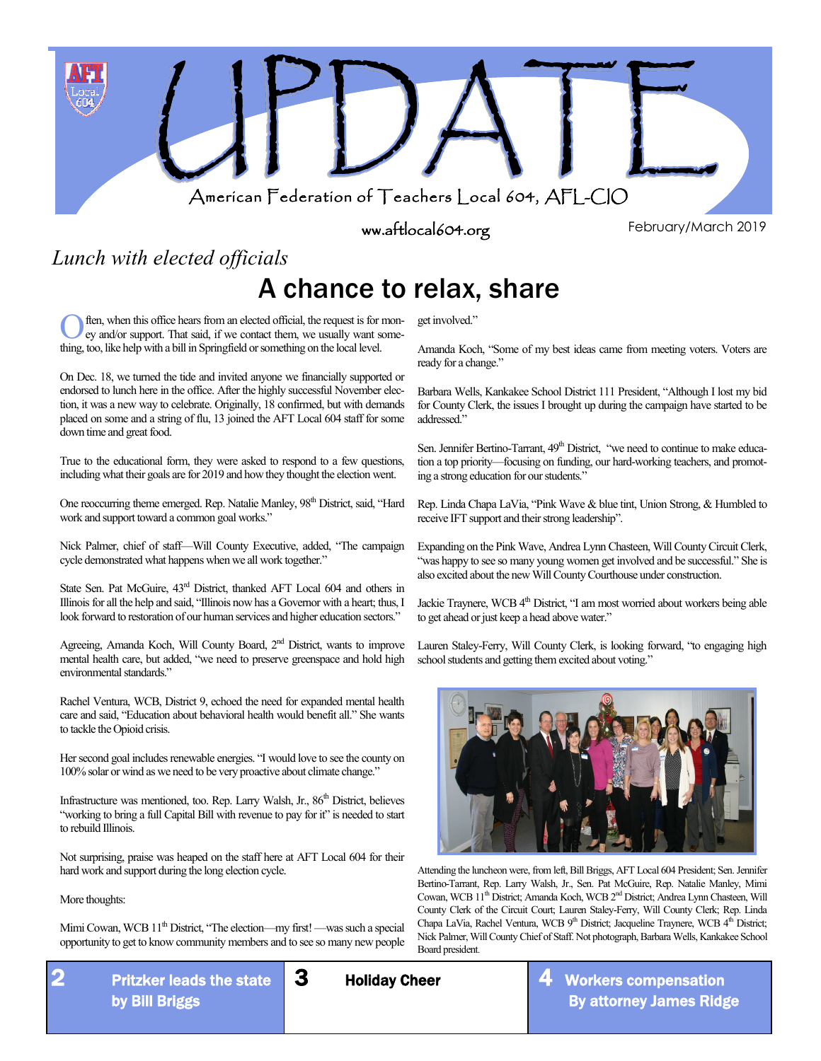# UPDATE

American Federation of Teachers Local 604, AFL-CIO

ww.aftlocal604.org

February/March 2019

*Lunch with elected officials*

## A chance to relax, share

Often, when this office hears from an elected official, the request is for money and/or support. That said, if we contact them, we usually want something, too, like help with a bill in Springfield or something on the local level.

On Dec. 18, we turned the tide and invited anyone we financially supported or endorsed to lunch here in the office. After the highly successful November election, it was a new way to celebrate. Originally, 18 confirmed, but with demands placed on some and a string of flu, 13 joined the AFT Local 604 staff for some down time and great food.

True to the educational form, they were asked to respond to a few questions, including what their goals are for 2019 and how they thought the election went.

One reoccurring theme emerged. Rep. Natalie Manley, 98th District, said, "Hard work and support toward a common goal works."

Nick Palmer, chief of staff—Will County Executive, added, "The campaign cycle demonstrated what happens when we all work together."

State Sen. Pat McGuire, 43rd District, thanked AFT Local 604 and others in Illinois for all the help and said, "Illinois now has a Governor with a heart; thus, I look forward to restoration of our human services and higher education sectors."

Agreeing, Amanda Koch, Will County Board, 2nd District, wants to improve mental health care, but added, "we need to preserve greenspace and hold high environmental standards."

Rachel Ventura, WCB, District 9, echoed the need for expanded mental health care and said, "Education about behavioral health would benefit all." She wants to tackle the Opioid crisis.

Her second goal includes renewable energies. "I would love to see the county on 100% solar or wind as we need to be very proactive about climate change."

Infrastructure was mentioned, too. Rep. Larry Walsh, Jr., 86th District, believes "working to bring a full Capital Bill with revenue to pay for it" is needed to start to rebuild Illinois.

Not surprising, praise was heaped on the staff here at AFT Local 604 for their hard work and support during the long election cycle.

More thoughts:

Mimi Cowan, WCB 11th District, "The election—my first! —was such a special opportunity to get to know community members and to see so many new people get involved."

Amanda Koch, "Some of my best ideas came from meeting voters. Voters are ready for a change."

Barbara Wells, Kankakee School District 111 President, "Although I lost my bid for County Clerk, the issues I brought up during the campaign have started to be addressed."

Sen. Jennifer Bertino-Tarrant, 49th District, "we need to continue to make education a top priority—focusing on funding, our hard-working teachers, and promoting a strong education for our students."

Rep. Linda Chapa LaVia, "Pink Wave & blue tint, Union Strong, & Humbled to receive IFT support and their strong leadership".

Expanding on the Pink Wave, Andrea Lynn Chasteen, Will County Circuit Clerk, "was happy to see so many young women get involved and be successful." She is also excited about the new Will County Courthouse under construction.

Jackie Traynere, WCB 4th District, "I am most worried about workers being able to get ahead or just keep a head above water."

Lauren Staley-Ferry, Will County Clerk, is looking forward, "to engaging high school students and getting them excited about voting."

Attending the luncheon were, from left, Bill Briggs, AFT Local 604 President; Sen. Jennifer Bertino-Tarrant, Rep. Larry Walsh, Jr., Sen. Pat McGuire, Rep. Natalie Manley, Mimi Cowan, WCB 11th District; Amanda Koch, WCB 2nd District; Andrea Lynn Chasteen, Will County Clerk of the Circuit Court; Lauren Staley-Ferry, Will County Clerk; Rep. Linda Chapa LaVia, Rachel Ventura, WCB 9th District; Jacqueline Traynere, WCB 4th District; Nick Palmer, Will County Chief of Staff. Not photograph, Barbara Wells, Kankakee School Board president.

**2** Pritzker leads the state by Bill Briggs

**3** Holiday Cheer

**4** Workers compensation By attorney James Ridge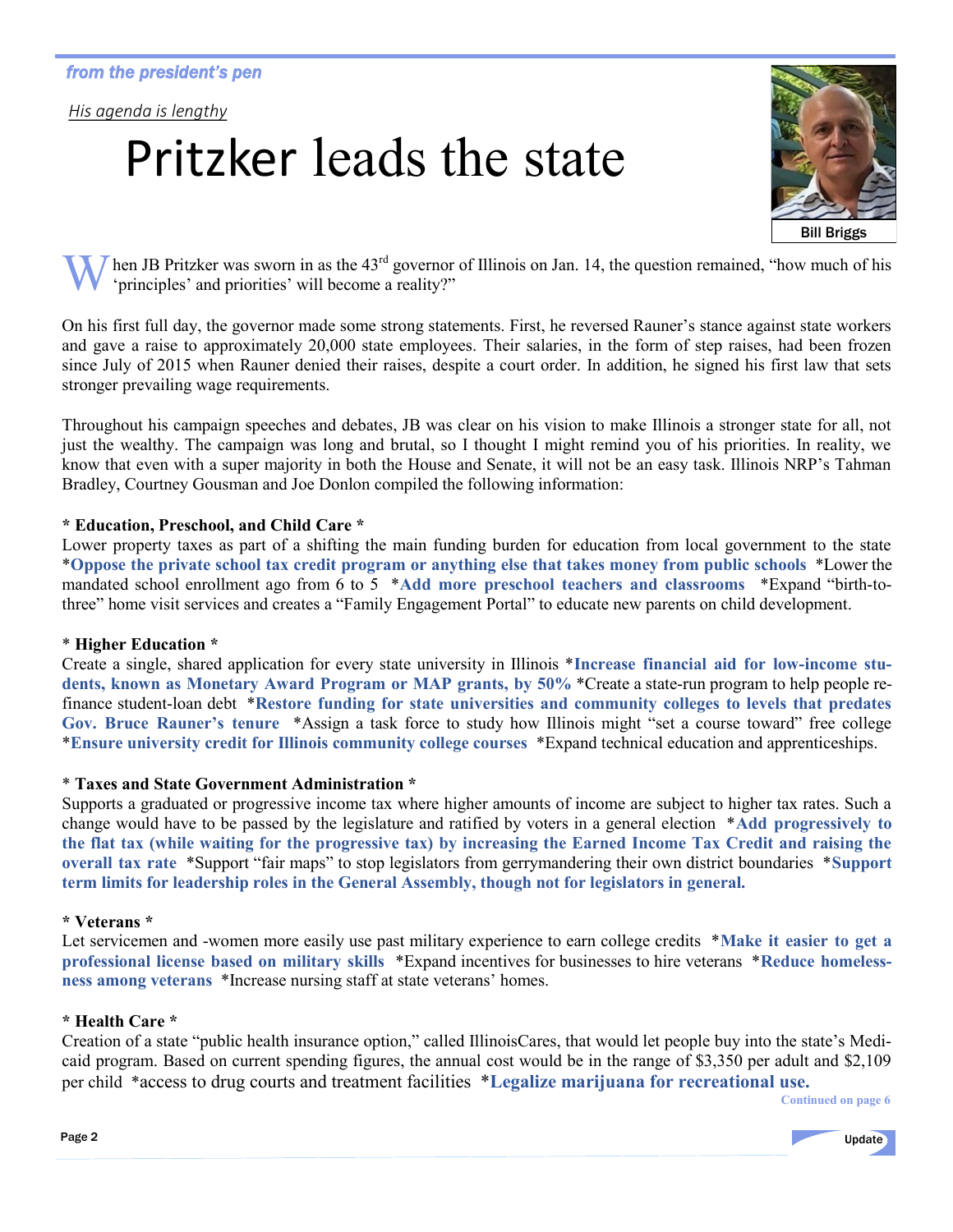*from the president's pen*

*His agenda is lengthy*

# Pritzker leads the state

Bill Briggs

When JB Pritzker was sworn in as the 43rd governor of Illinois on Jan. 14, the question remained, "how much of his 'principles' and priorities' will become a reality?"

On his first full day, the governor made some strong statements. First, he reversed Rauner's stance against state workers and gave a raise to approximately 20,000 state employees. Their salaries, in the form of step raises, had been frozen since July of 2015 when Rauner denied their raises, despite a court order. In addition, he signed his first law that sets stronger prevailing wage requirements.

Throughout his campaign speeches and debates, JB was clear on his vision to make Illinois a stronger state for all, not just the wealthy. The campaign was long and brutal, so I thought I might remind you of his priorities. In reality, we know that even with a super majority in both the House and Senate, it will not be an easy task. Illinois NRP's Tahman Bradley, Courtney Gousman and Joe Donlon compiled the following information:

**\* Education, Preschool, and Child Care \***

Lower property taxes as part of a shifting the main funding burden for education from local government to the state \***Oppose the private school tax credit program or anything else that takes money from public schools** \*Lower the mandated school enrollment ago from 6 to 5 \***Add more preschool teachers and classrooms** \*Expand "birth-to-three" home visit services and creates a "Family Engagement Portal" to educate new parents on child development.

**\* Higher Education \***

Create a single, shared application for every state university in Illinois \***Increase financial aid for low-income students, known as Monetary Award Program or MAP grants, by 50%** \*Create a state-run program to help people refinance student-loan debt \***Restore funding for state universities and community colleges to levels that predates Gov. Bruce Rauner's tenure** \*Assign a task force to study how Illinois might "set a course toward" free college \***Ensure university credit for Illinois community college courses** \*Expand technical education and apprenticeships.

**\* Taxes and State Government Administration \***

Supports a graduated or progressive income tax where higher amounts of income are subject to higher tax rates. Such a change would have to be passed by the legislature and ratified by voters in a general election \***Add progressively to the flat tax (while waiting for the progressive tax) by increasing the Earned Income Tax Credit and raising the overall tax rate** \*Support "fair maps" to stop legislators from gerrymandering their own district boundaries \***Support term limits for leadership roles in the General Assembly, though not for legislators in general.**

**\* Veterans \***

Let servicemen and -women more easily use past military experience to earn college credits \***Make it easier to get a professional license based on military skills** \*Expand incentives for businesses to hire veterans \***Reduce homelessness among veterans** \*Increase nursing staff at state veterans' homes.

**\* Health Care \***

Creation of a state "public health insurance option," called IllinoisCares, that would let people buy into the state's Medicaid program. Based on current spending figures, the annual cost would be in the range of $3,350 per adult and $2,109 per child \*access to drug courts and treatment facilities \***Legalize marijuana for recreational use.**

Continued on page 6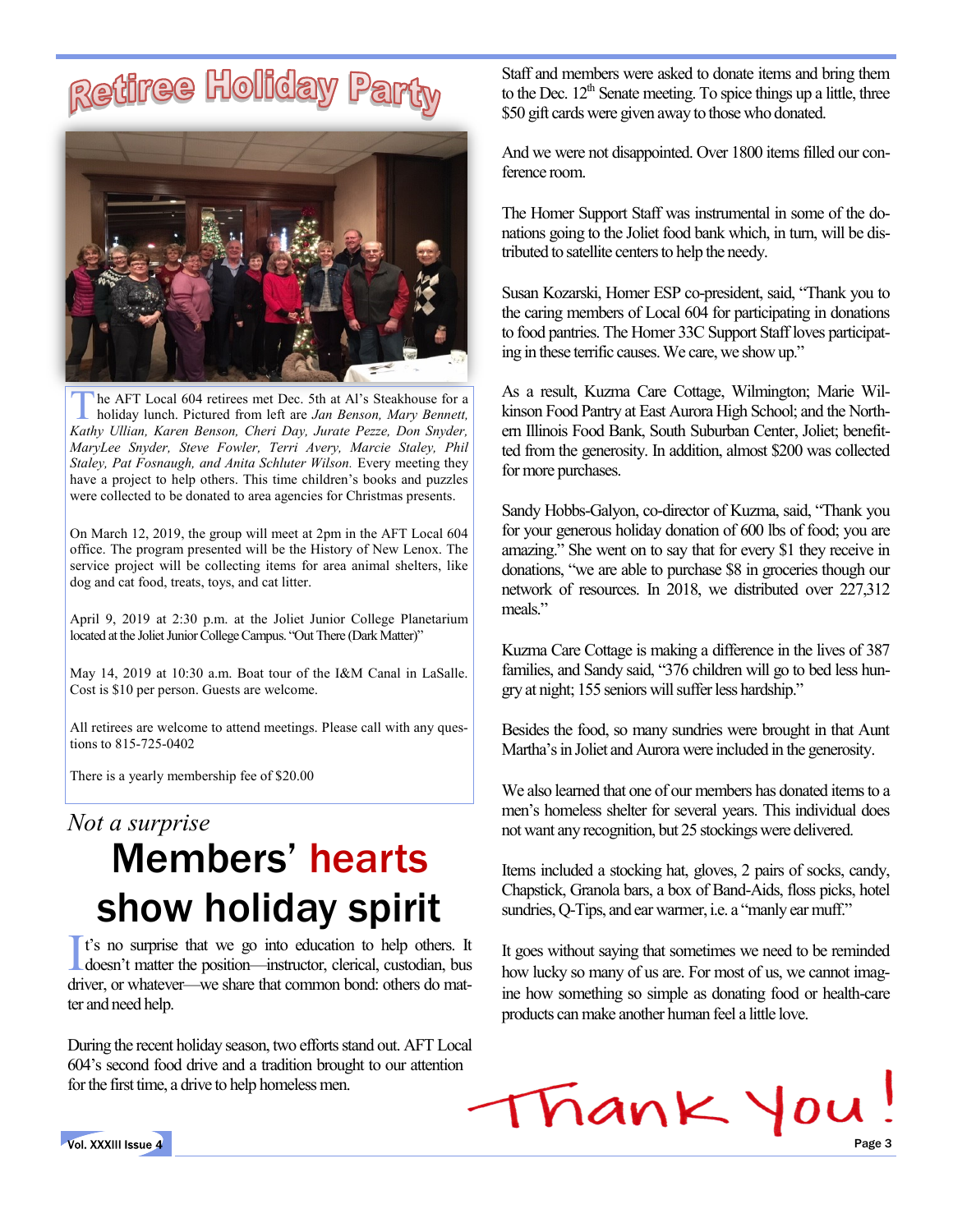# Retiree Holiday Party

The AFT Local 604 retirees met Dec. 5th at Al's Steakhouse for a holiday lunch. Pictured from left are *Jan Benson, Mary Bennett, Kathy Ullian, Karen Benson, Cheri Day, Jurate Pezze, Don Snyder, MaryLee Snyder, Steve Fowler, Terri Avery, Marcie Staley, Phil Staley, Pat Fosnaugh, and Anita Schluter Wilson.* Every meeting they have a project to help others. This time children's books and puzzles were collected to be donated to area agencies for Christmas presents.

On March 12, 2019, the group will meet at 2pm in the AFT Local 604 office. The program presented will be the History of New Lenox. The service project will be collecting items for area animal shelters, like dog and cat food, treats, toys, and cat litter.

April 9, 2019 at 2:30 p.m. at the Joliet Junior College Planetarium located at the Joliet Junior College Campus. "Out There (Dark Matter)"

May 14, 2019 at 10:30 a.m. Boat tour of the I&M Canal in LaSalle. Cost is $10 per person. Guests are welcome.

All retirees are welcome to attend meetings. Please call with any questions to 815-725-0402

There is a yearly membership fee of $20.00

*Not a surprise*

# Members' hearts show holiday spirit

It's no surprise that we go into education to help others. It doesn't matter the position—instructor, clerical, custodian, bus driver, or whatever—we share that common bond: others do matter and need help.

During the recent holiday season, two efforts stand out. AFT Local 604's second food drive and a tradition brought to our attention for the first time, a drive to help homeless men.

Staff and members were asked to donate items and bring them to the Dec. 12th Senate meeting. To spice things up a little, three $50 gift cards were given away to those who donated.

And we were not disappointed. Over 1800 items filled our conference room.

The Homer Support Staff was instrumental in some of the donations going to the Joliet food bank which, in turn, will be distributed to satellite centers to help the needy.

Susan Kozarski, Homer ESP co-president, said, "Thank you to the caring members of Local 604 for participating in donations to food pantries. The Homer 33C Support Staff loves participating in these terrific causes. We care, we show up."

As a result, Kuzma Care Cottage, Wilmington; Marie Wilkinson Food Pantry at East Aurora High School; and the Northern Illinois Food Bank, South Suburban Center, Joliet; benefitted from the generosity. In addition, almost $200 was collected for more purchases.

Sandy Hobbs-Galyon, co-director of Kuzma, said, "Thank you for your generous holiday donation of 600 lbs of food; you are amazing." She went on to say that for every $1 they receive in donations, "we are able to purchase $8 in groceries though our network of resources. In 2018, we distributed over 227,312 meals."

Kuzma Care Cottage is making a difference in the lives of 387 families, and Sandy said, "376 children will go to bed less hungry at night; 155 seniors will suffer less hardship."

Besides the food, so many sundries were brought in that Aunt Martha's in Joliet and Aurora were included in the generosity.

We also learned that one of our members has donated items to a men's homeless shelter for several years. This individual does not want any recognition, but 25 stockings were delivered.

Items included a stocking hat, gloves, 2 pairs of socks, candy, Chapstick, Granola bars, a box of Band-Aids, floss picks, hotel sundries, Q-Tips, and ear warmer, i.e. a "manly ear muff."

It goes without saying that sometimes we need to be reminded how lucky so many of us are. For most of us, we cannot imagine how something so simple as donating food or health-care products can make another human feel a little love.

Thank You!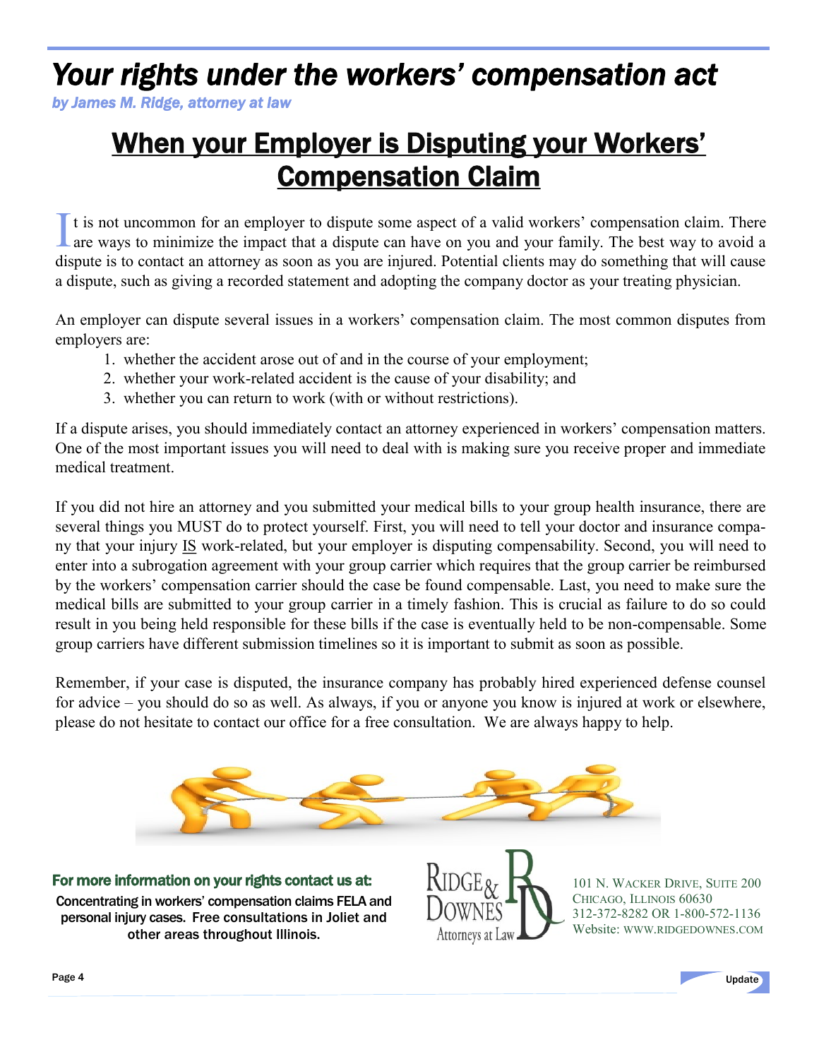# *Your rights under the workers' compensation act*

***by James M. Ridge, attorney at law***

## When your Employer is Disputing your Workers' Compensation Claim

It is not uncommon for an employer to dispute some aspect of a valid workers' compensation claim. There are ways to minimize the impact that a dispute can have on you and your family. The best way to avoid a dispute is to contact an attorney as soon as you are injured. Potential clients may do something that will cause a dispute, such as giving a recorded statement and adopting the company doctor as your treating physician.

An employer can dispute several issues in a workers' compensation claim. The most common disputes from employers are:

1. whether the accident arose out of and in the course of your employment;
2. whether your work-related accident is the cause of your disability; and
3. whether you can return to work (with or without restrictions).

If a dispute arises, you should immediately contact an attorney experienced in workers' compensation matters. One of the most important issues you will need to deal with is making sure you receive proper and immediate medical treatment.

If you did not hire an attorney and you submitted your medical bills to your group health insurance, there are several things you MUST do to protect yourself. First, you will need to tell your doctor and insurance company that your injury IS work-related, but your employer is disputing compensability. Second, you will need to enter into a subrogation agreement with your group carrier which requires that the group carrier be reimbursed by the workers' compensation carrier should the case be found compensable. Last, you need to make sure the medical bills are submitted to your group carrier in a timely fashion. This is crucial as failure to do so could result in you being held responsible for these bills if the case is eventually held to be non-compensable. Some group carriers have different submission timelines so it is important to submit as soon as possible.

Remember, if your case is disputed, the insurance company has probably hired experienced defense counsel for advice – you should do so as well. As always, if you or anyone you know is injured at work or elsewhere, please do not hesitate to contact our office for a free consultation. We are always happy to help.

**For more information on your rights contact us at:**

**Concentrating in workers' compensation claims FELA and personal injury cases. Free consultations in Joliet and other areas throughout Illinois.**

RIDGE & DOWNES
Attorneys at Law

101 N. Wacker Drive, Suite 200
Chicago, Illinois 60630
312-372-8282 OR 1-800-572-1136
Website: www.ridgedownes.com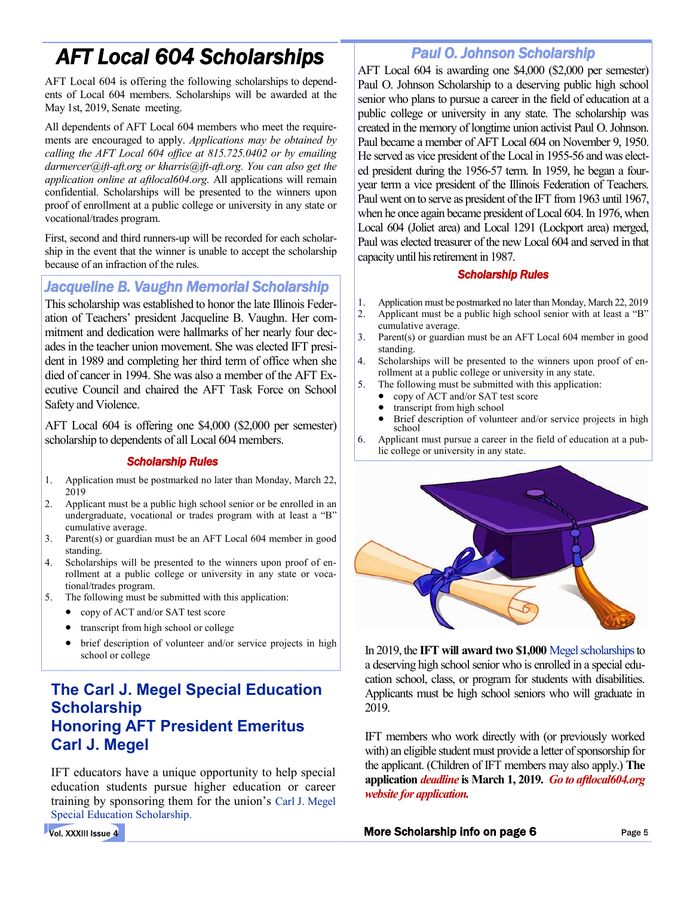# AFT Local 604 Scholarships

AFT Local 604 is offering the following scholarships to dependents of Local 604 members. Scholarships will be awarded at the May 1st, 2019, Senate meeting.

All dependents of AFT Local 604 members who meet the requirements are encouraged to apply. *Applications may be obtained by calling the AFT Local 604 office at 815.725.0402 or by emailing darmercer@ift-aft.org or kharris@ift-aft.org. You can also get the application online at aftlocal604.org.* All applications will remain confidential. Scholarships will be presented to the winners upon proof of enrollment at a public college or university in any state or vocational/trades program.

First, second and third runners-up will be recorded for each scholarship in the event that the winner is unable to accept the scholarship because of an infraction of the rules.

## Jacqueline B. Vaughn Memorial Scholarship

This scholarship was established to honor the late Illinois Federation of Teachers' president Jacqueline B. Vaughn. Her commitment and dedication were hallmarks of her nearly four decades in the teacher union movement. She was elected IFT president in 1989 and completing her third term of office when she died of cancer in 1994. She was also a member of the AFT Executive Council and chaired the AFT Task Force on School Safety and Violence.

AFT Local 604 is offering one $4,000 ($2,000 per semester) scholarship to dependents of all Local 604 members.

### Scholarship Rules

1. Application must be postmarked no later than Monday, March 22, 2019
2. Applicant must be a public high school senior or be enrolled in an undergraduate, vocational or trades program with at least a "B" cumulative average.
3. Parent(s) or guardian must be an AFT Local 604 member in good standing.
4. Scholarships will be presented to the winners upon proof of enrollment at a public college or university in any state or vocational/trades program.
5. The following must be submitted with this application:
   - copy of ACT and/or SAT test score
   - transcript from high school or college
   - brief description of volunteer and/or service projects in high school or college

## The Carl J. Megel Special Education Scholarship Honoring AFT President Emeritus Carl J. Megel

IFT educators have a unique opportunity to help special education students pursue higher education or career training by sponsoring them for the union's Carl J. Megel Special Education Scholarship.

In 2019, the **IFT will award two $1,000** Megel scholarships to a deserving high school senior who is enrolled in a special education school, class, or program for students with disabilities. Applicants must be high school seniors who will graduate in 2019.

IFT members who work directly with (or previously worked with) an eligible student must provide a letter of sponsorship for the applicant. (Children of IFT members may also apply.) **The application *deadline* is March 1, 2019.** ***Go to aftlocal604.org website for application.***

## Paul O. Johnson Scholarship

AFT Local 604 is awarding one $4,000 ($2,000 per semester) Paul O. Johnson Scholarship to a deserving public high school senior who plans to pursue a career in the field of education at a public college or university in any state. The scholarship was created in the memory of longtime union activist Paul O. Johnson. Paul became a member of AFT Local 604 on November 9, 1950. He served as vice president of the Local in 1955-56 and was elected president during the 1956-57 term. In 1959, he began a four-year term a vice president of the Illinois Federation of Teachers. Paul went on to serve as president of the IFT from 1963 until 1967, when he once again became president of Local 604. In 1976, when Local 604 (Joliet area) and Local 1291 (Lockport area) merged, Paul was elected treasurer of the new Local 604 and served in that capacity until his retirement in 1987.

### Scholarship Rules

1. Application must be postmarked no later than Monday, March 22, 2019
2. Applicant must be a public high school senior with at least a "B" cumulative average.
3. Parent(s) or guardian must be an AFT Local 604 member in good standing.
4. Scholarships will be presented to the winners upon proof of enrollment at a public college or university in any state.
5. The following must be submitted with this application:
   - copy of ACT and/or SAT test score
   - transcript from high school
   - Brief description of volunteer and/or service projects in high school
6. Applicant must pursue a career in the field of education at a public college or university in any state.

**More Scholarship info on page 6**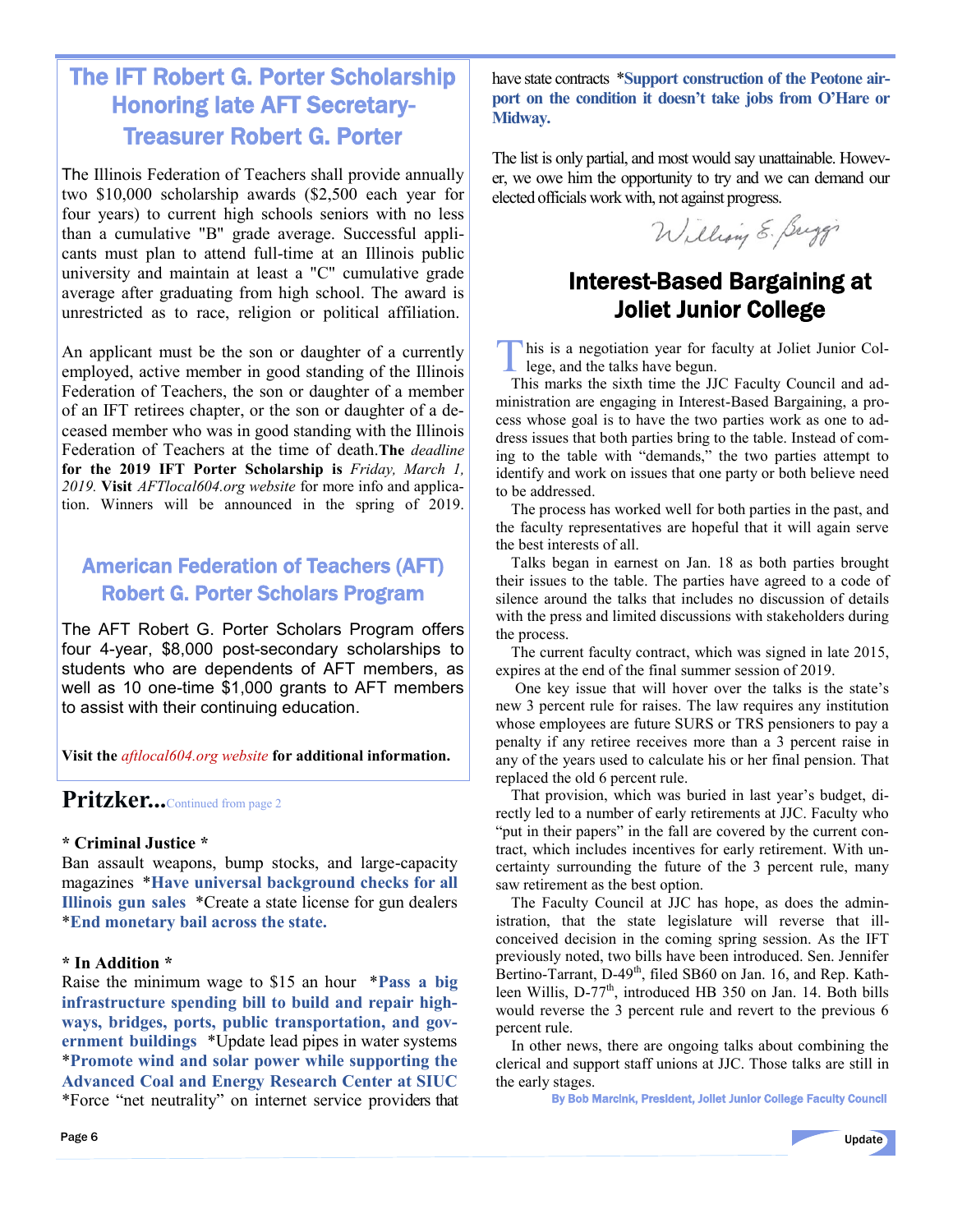## The IFT Robert G. Porter Scholarship Honoring late AFT Secretary-Treasurer Robert G. Porter

The Illinois Federation of Teachers shall provide annually two $10,000 scholarship awards ($2,500 each year for four years) to current high schools seniors with no less than a cumulative "B" grade average. Successful applicants must plan to attend full-time at an Illinois public university and maintain at least a "C" cumulative grade average after graduating from high school. The award is unrestricted as to race, religion or political affiliation.

An applicant must be the son or daughter of a currently employed, active member in good standing of the Illinois Federation of Teachers, the son or daughter of a member of an IFT retirees chapter, or the son or daughter of a deceased member who was in good standing with the Illinois Federation of Teachers at the time of death. **The** *deadline* **for the 2019 IFT Porter Scholarship is** *Friday, March 1, 2019.* **Visit** *AFTlocal604.org website* for more info and application. Winners will be announced in the spring of 2019.

## American Federation of Teachers (AFT) Robert G. Porter Scholars Program

The AFT Robert G. Porter Scholars Program offers four 4-year, $8,000 post-secondary scholarships to students who are dependents of AFT members, as well as 10 one-time $1,000 grants to AFT members to assist with their continuing education.

**Visit the** *aftlocal604.org website* **for additional information.**

## Pritzker...Continued from page 2

**\* Criminal Justice \***

Ban assault weapons, bump stocks, and large-capacity magazines \***Have universal background checks for all Illinois gun sales** \*Create a state license for gun dealers \***End monetary bail across the state.**

**\* In Addition \***

Raise the minimum wage to $15 an hour \***Pass a big infrastructure spending bill to build and repair highways, bridges, ports, public transportation, and government buildings** \*Update lead pipes in water systems \***Promote wind and solar power while supporting the Advanced Coal and Energy Research Center at SIUC** \*Force "net neutrality" on internet service providers that have state contracts \***Support construction of the Peotone airport on the condition it doesn't take jobs from O'Hare or Midway.**

The list is only partial, and most would say unattainable. However, we owe him the opportunity to try and we can demand our elected officials work with, not against progress.

William E. Briggs

## Interest-Based Bargaining at Joliet Junior College

This is a negotiation year for faculty at Joliet Junior College, and the talks have begun.

This marks the sixth time the JJC Faculty Council and administration are engaging in Interest-Based Bargaining, a process whose goal is to have the two parties work as one to address issues that both parties bring to the table. Instead of coming to the table with "demands," the two parties attempt to identify and work on issues that one party or both believe need to be addressed.

The process has worked well for both parties in the past, and the faculty representatives are hopeful that it will again serve the best interests of all.

Talks began in earnest on Jan. 18 as both parties brought their issues to the table. The parties have agreed to a code of silence around the talks that includes no discussion of details with the press and limited discussions with stakeholders during the process.

The current faculty contract, which was signed in late 2015, expires at the end of the final summer session of 2019.

One key issue that will hover over the talks is the state's new 3 percent rule for raises. The law requires any institution whose employees are future SURS or TRS pensioners to pay a penalty if any retiree receives more than a 3 percent raise in any of the years used to calculate his or her final pension. That replaced the old 6 percent rule.

That provision, which was buried in last year's budget, directly led to a number of early retirements at JJC. Faculty who "put in their papers" in the fall are covered by the current contract, which includes incentives for early retirement. With uncertainty surrounding the future of the 3 percent rule, many saw retirement as the best option.

The Faculty Council at JJC has hope, as does the administration, that the state legislature will reverse that ill-conceived decision in the coming spring session. As the IFT previously noted, two bills have been introduced. Sen. Jennifer Bertino-Tarrant, D-49th, filed SB60 on Jan. 16, and Rep. Kathleen Willis, D-77th, introduced HB 350 on Jan. 14. Both bills would reverse the 3 percent rule and revert to the previous 6 percent rule.

In other news, there are ongoing talks about combining the clerical and support staff unions at JJC. Those talks are still in the early stages.

**By Bob Marcink, President, Joliet Junior College Faculty Council**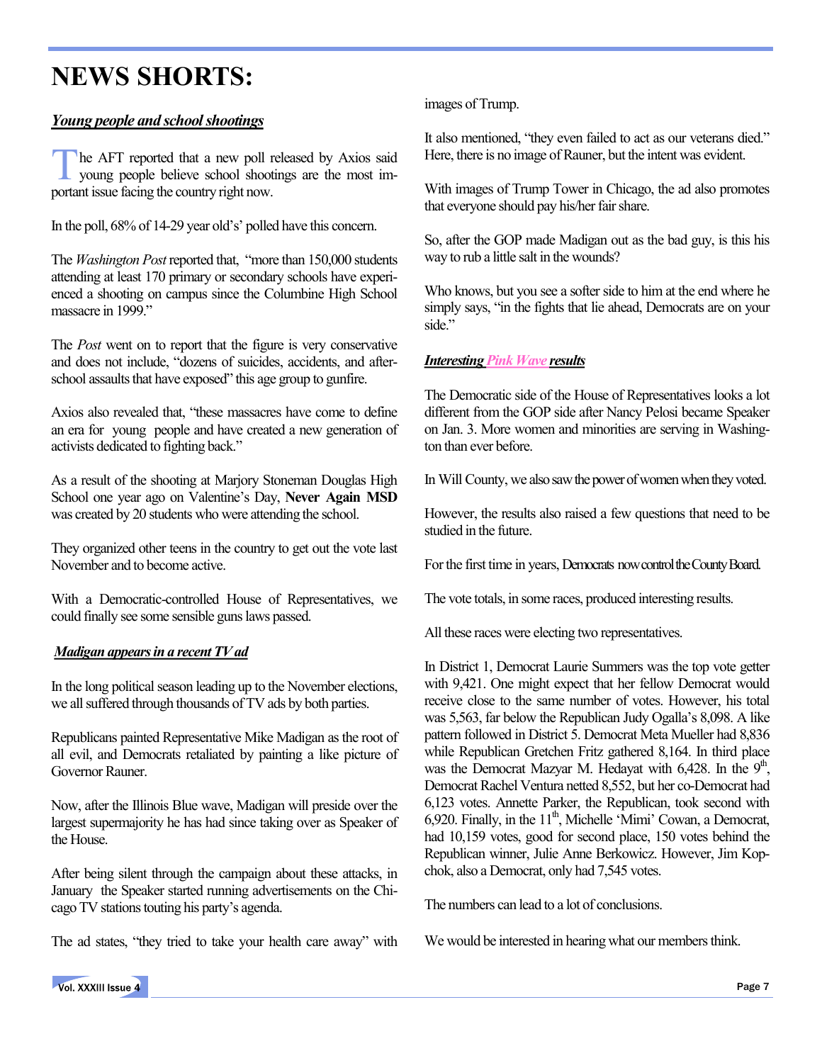# NEWS SHORTS:

***Young people and school shootings***

The AFT reported that a new poll released by Axios said young people believe school shootings are the most important issue facing the country right now.

In the poll, 68% of 14-29 year old's' polled have this concern.

The *Washington Post* reported that, "more than 150,000 students attending at least 170 primary or secondary schools have experienced a shooting on campus since the Columbine High School massacre in 1999."

The *Post* went on to report that the figure is very conservative and does not include, "dozens of suicides, accidents, and after-school assaults that have exposed" this age group to gunfire.

Axios also revealed that, "these massacres have come to define an era for young people and have created a new generation of activists dedicated to fighting back."

As a result of the shooting at Marjory Stoneman Douglas High School one year ago on Valentine's Day, **Never Again MSD** was created by 20 students who were attending the school.

They organized other teens in the country to get out the vote last November and to become active.

With a Democratic-controlled House of Representatives, we could finally see some sensible guns laws passed.

***Madigan appears in a recent TV ad***

In the long political season leading up to the November elections, we all suffered through thousands of TV ads by both parties.

Republicans painted Representative Mike Madigan as the root of all evil, and Democrats retaliated by painting a like picture of Governor Rauner.

Now, after the Illinois Blue wave, Madigan will preside over the largest supermajority he has had since taking over as Speaker of the House.

After being silent through the campaign about these attacks, in January the Speaker started running advertisements on the Chicago TV stations touting his party's agenda.

The ad states, "they tried to take your health care away" with images of Trump.

It also mentioned, "they even failed to act as our veterans died." Here, there is no image of Rauner, but the intent was evident.

With images of Trump Tower in Chicago, the ad also promotes that everyone should pay his/her fair share.

So, after the GOP made Madigan out as the bad guy, is this his way to rub a little salt in the wounds?

Who knows, but you see a softer side to him at the end where he simply says, "in the fights that lie ahead, Democrats are on your side."

***Interesting Pink Wave results***

The Democratic side of the House of Representatives looks a lot different from the GOP side after Nancy Pelosi became Speaker on Jan. 3. More women and minorities are serving in Washington than ever before.

In Will County, we also saw the power of women when they voted.

However, the results also raised a few questions that need to be studied in the future.

For the first time in years, Democrats now control the County Board.

The vote totals, in some races, produced interesting results.

All these races were electing two representatives.

In District 1, Democrat Laurie Summers was the top vote getter with 9,421. One might expect that her fellow Democrat would receive close to the same number of votes. However, his total was 5,563, far below the Republican Judy Ogalla's 8,098. A like pattern followed in District 5. Democrat Meta Mueller had 8,836 while Republican Gretchen Fritz gathered 8,164. In third place was the Democrat Mazyar M. Hedayat with 6,428. In the 9th, Democrat Rachel Ventura netted 8,552, but her co-Democrat had 6,123 votes. Annette Parker, the Republican, took second with 6,920. Finally, in the 11th, Michelle 'Mimi' Cowan, a Democrat, had 10,159 votes, good for second place, 150 votes behind the Republican winner, Julie Anne Berkowicz. However, Jim Kopchok, also a Democrat, only had 7,545 votes.

The numbers can lead to a lot of conclusions.

We would be interested in hearing what our members think.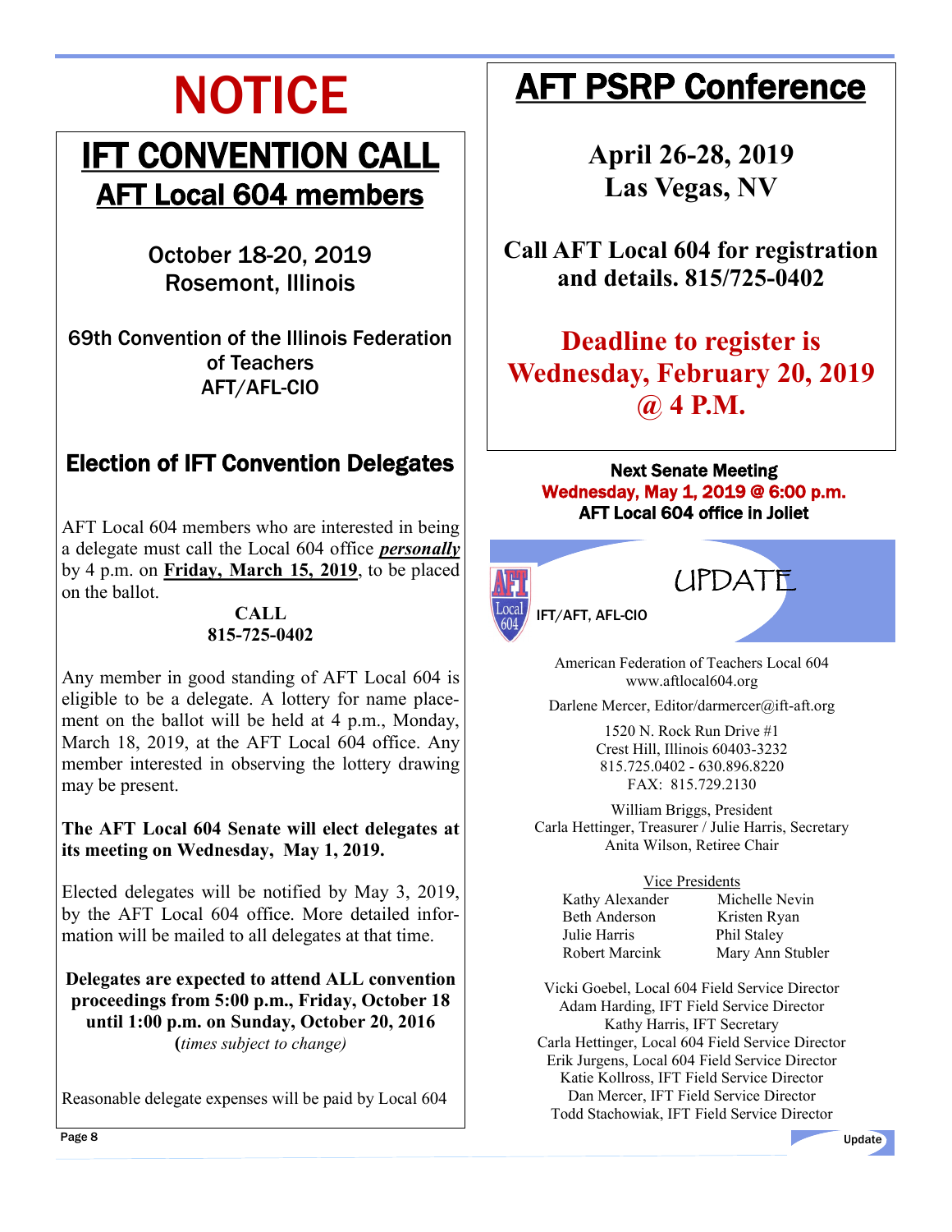# NOTICE

## IFT CONVENTION CALL
## AFT Local 604 members

October 18-20, 2019
Rosemont, Illinois

69th Convention of the Illinois Federation of Teachers
AFT/AFL-CIO

### Election of IFT Convention Delegates

AFT Local 604 members who are interested in being a delegate must call the Local 604 office ***personally*** by 4 p.m. on **Friday, March 15, 2019**, to be placed on the ballot.

**CALL**
**815-725-0402**

Any member in good standing of AFT Local 604 is eligible to be a delegate. A lottery for name placement on the ballot will be held at 4 p.m., Monday, March 18, 2019, at the AFT Local 604 office. Any member interested in observing the lottery drawing may be present.

**The AFT Local 604 Senate will elect delegates at its meeting on Wednesday, May 1, 2019.**

Elected delegates will be notified by May 3, 2019, by the AFT Local 604 office. More detailed information will be mailed to all delegates at that time.

**Delegates are expected to attend ALL convention proceedings from 5:00 p.m., Friday, October 18 until 1:00 p.m. on Sunday, October 20, 2016**
**(***times subject to change)*

Reasonable delegate expenses will be paid by Local 604

## AFT PSRP Conference

**April 26-28, 2019**
**Las Vegas, NV**

**Call AFT Local 604 for registration and details. 815/725-0402**

**Deadline to register is Wednesday, February 20, 2019 @ 4 P.M.**

**Next Senate Meeting**
**Wednesday, May 1, 2019 @ 6:00 p.m.**
**AFT Local 604 office in Joliet**

UPDATE

IFT/AFT, AFL-CIO

American Federation of Teachers Local 604
www.aftlocal604.org

Darlene Mercer, Editor/darmercer@ift-aft.org

1520 N. Rock Run Drive #1
Crest Hill, Illinois 60403-3232
815.725.0402 - 630.896.8220
FAX: 815.729.2130

William Briggs, President
Carla Hettinger, Treasurer / Julie Harris, Secretary
Anita Wilson, Retiree Chair

Vice Presidents

Kathy Alexander
Beth Anderson
Julie Harris
Robert Marcink
Michelle Nevin
Kristen Ryan
Phil Staley
Mary Ann Stubler

Vicki Goebel, Local 604 Field Service Director
Adam Harding, IFT Field Service Director
Kathy Harris, IFT Secretary
Carla Hettinger, Local 604 Field Service Director
Erik Jurgens, Local 604 Field Service Director
Katie Kollross, IFT Field Service Director
Dan Mercer, IFT Field Service Director
Todd Stachowiak, IFT Field Service Director